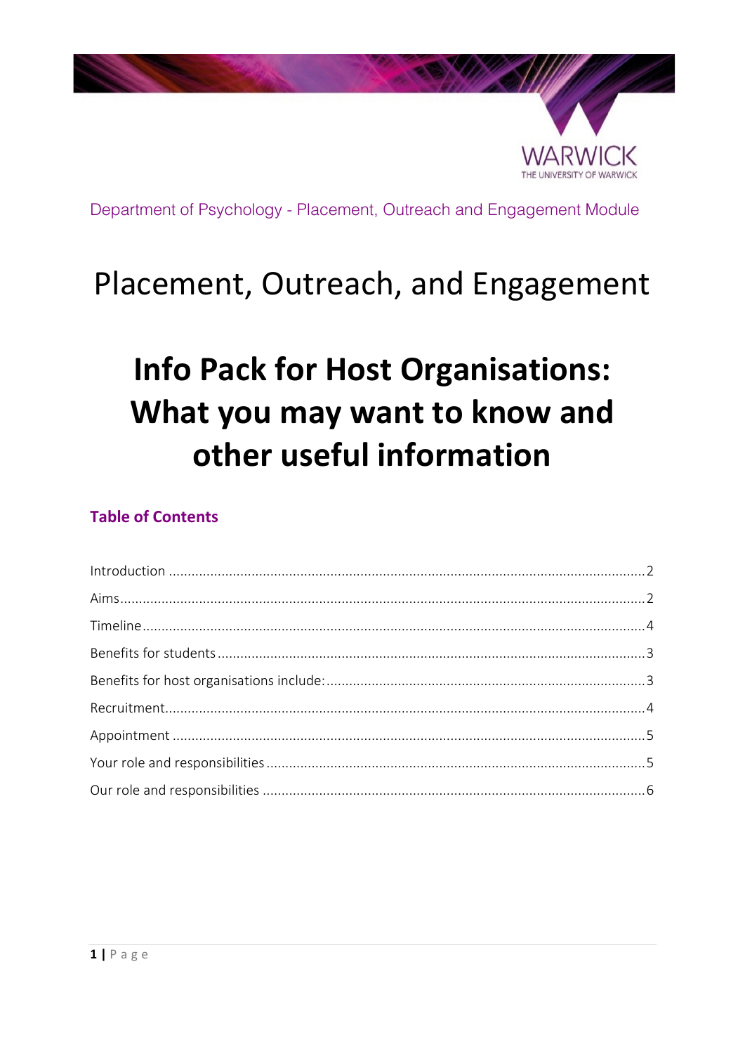Department of Psychology - Placement, Outreach and Engagement Module

# Placement, Outreach, and Engagement

# Info Pack for Host Organisations: What you may want to know and other useful information

## Table of Contents

| | |
|---|---|
| Introduction | 2 |
| Aims | 2 |
| Timeline | 4 |
| Benefits for students | 3 |
| Benefits for host organisations include: | 3 |
| Recruitment | 4 |
| Appointment | 5 |
| Your role and responsibilities | 5 |
| Our role and responsibilities | 6 |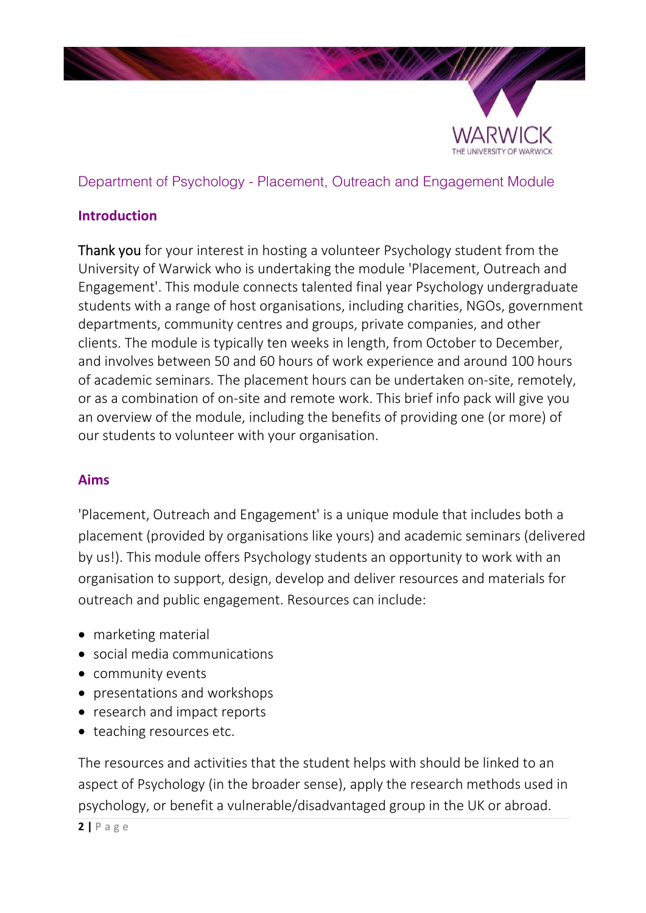Department of Psychology - Placement, Outreach and Engagement Module

## Introduction

Thank you for your interest in hosting a volunteer Psychology student from the University of Warwick who is undertaking the module 'Placement, Outreach and Engagement'. This module connects talented final year Psychology undergraduate students with a range of host organisations, including charities, NGOs, government departments, community centres and groups, private companies, and other clients. The module is typically ten weeks in length, from October to December, and involves between 50 and 60 hours of work experience and around 100 hours of academic seminars. The placement hours can be undertaken on-site, remotely, or as a combination of on-site and remote work. This brief info pack will give you an overview of the module, including the benefits of providing one (or more) of our students to volunteer with your organisation.

## Aims

'Placement, Outreach and Engagement' is a unique module that includes both a placement (provided by organisations like yours) and academic seminars (delivered by us!). This module offers Psychology students an opportunity to work with an organisation to support, design, develop and deliver resources and materials for outreach and public engagement. Resources can include:

- marketing material
- social media communications
- community events
- presentations and workshops
- research and impact reports
- teaching resources etc.

The resources and activities that the student helps with should be linked to an aspect of Psychology (in the broader sense), apply the research methods used in psychology, or benefit a vulnerable/disadvantaged group in the UK or abroad.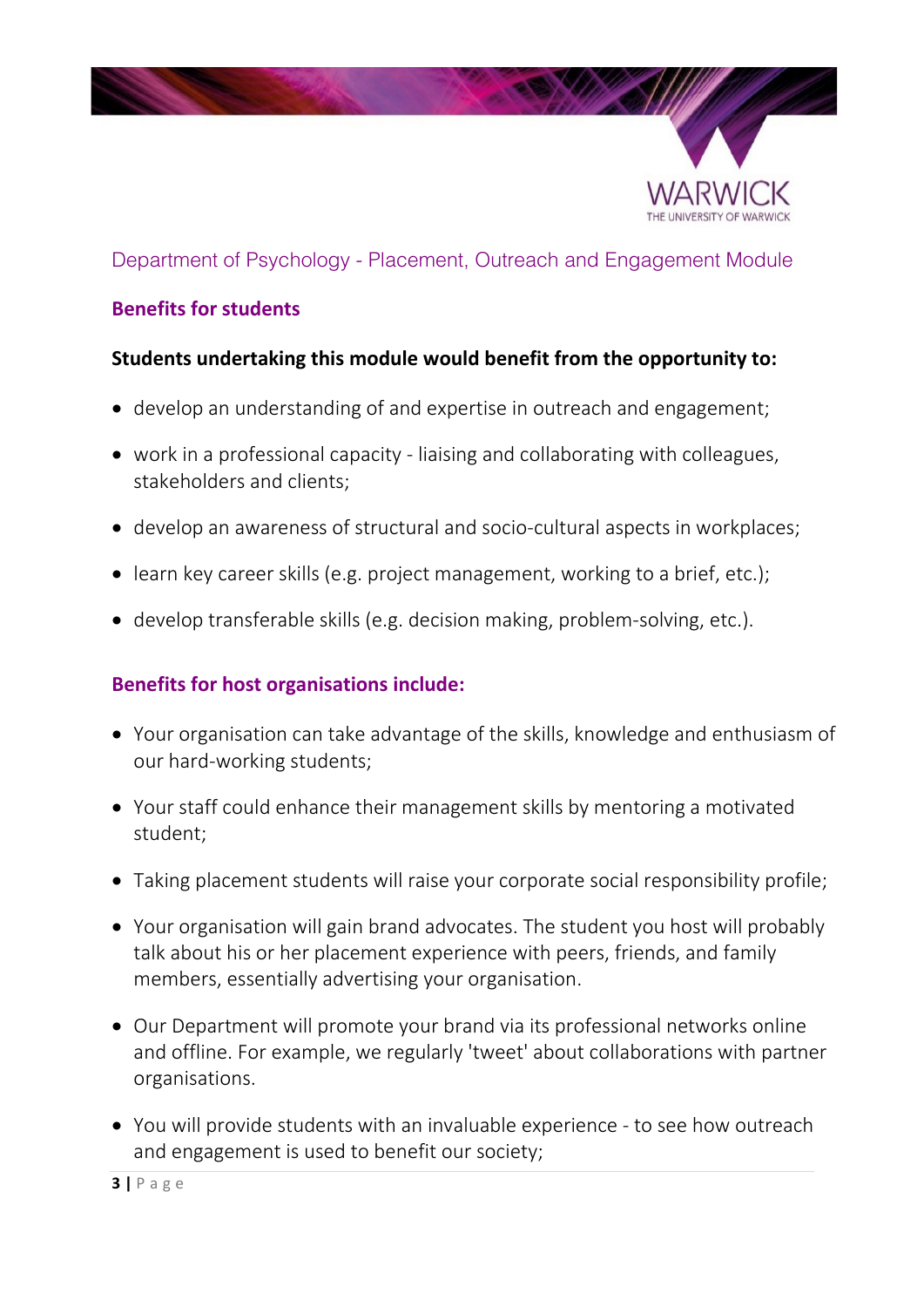Department of Psychology - Placement, Outreach and Engagement Module

## Benefits for students

**Students undertaking this module would benefit from the opportunity to:**

- develop an understanding of and expertise in outreach and engagement;
- work in a professional capacity - liaising and collaborating with colleagues, stakeholders and clients;
- develop an awareness of structural and socio-cultural aspects in workplaces;
- learn key career skills (e.g. project management, working to a brief, etc.);
- develop transferable skills (e.g. decision making, problem-solving, etc.).

## Benefits for host organisations include:

- Your organisation can take advantage of the skills, knowledge and enthusiasm of our hard-working students;
- Your staff could enhance their management skills by mentoring a motivated student;
- Taking placement students will raise your corporate social responsibility profile;
- Your organisation will gain brand advocates. The student you host will probably talk about his or her placement experience with peers, friends, and family members, essentially advertising your organisation.
- Our Department will promote your brand via its professional networks online and offline. For example, we regularly 'tweet' about collaborations with partner organisations.
- You will provide students with an invaluable experience - to see how outreach and engagement is used to benefit our society;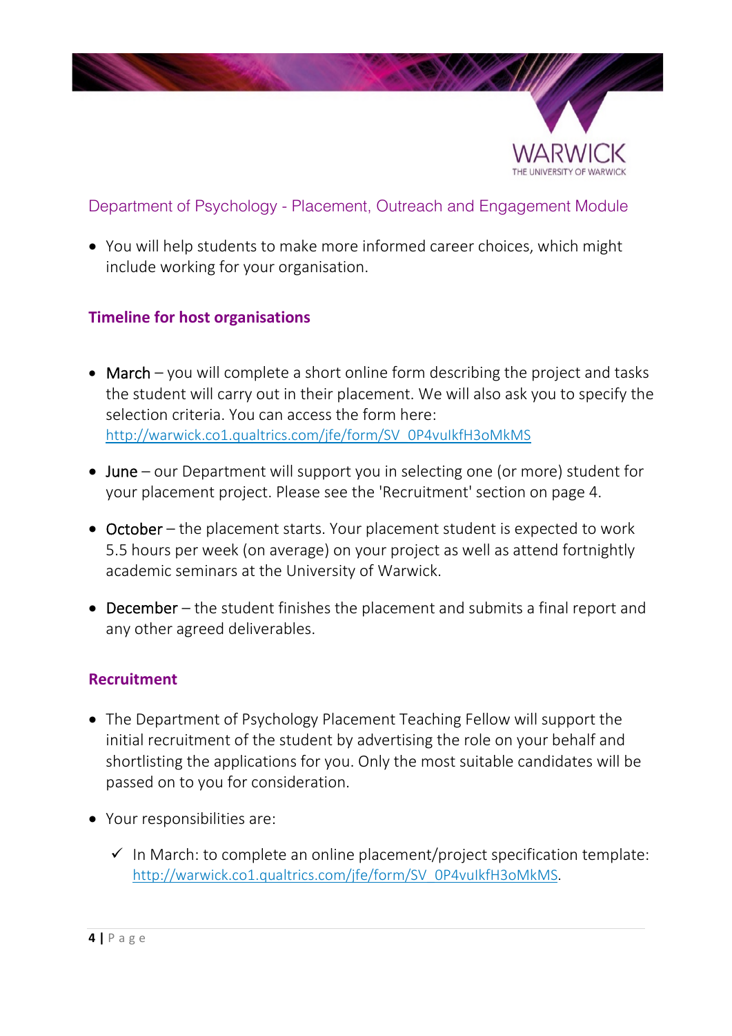Department of Psychology - Placement, Outreach and Engagement Module

- You will help students to make more informed career choices, which might include working for your organisation.

## Timeline for host organisations

- March – you will complete a short online form describing the project and tasks the student will carry out in their placement. We will also ask you to specify the selection criteria. You can access the form here: http://warwick.co1.qualtrics.com/jfe/form/SV_0P4vulkfH3oMkMS
- June – our Department will support you in selecting one (or more) student for your placement project. Please see the 'Recruitment' section on page 4.
- October – the placement starts. Your placement student is expected to work 5.5 hours per week (on average) on your project as well as attend fortnightly academic seminars at the University of Warwick.
- December – the student finishes the placement and submits a final report and any other agreed deliverables.

## Recruitment

- The Department of Psychology Placement Teaching Fellow will support the initial recruitment of the student by advertising the role on your behalf and shortlisting the applications for you. Only the most suitable candidates will be passed on to you for consideration.
- Your responsibilities are:
  - ✓ In March: to complete an online placement/project specification template: http://warwick.co1.qualtrics.com/jfe/form/SV_0P4vulkfH3oMkMS.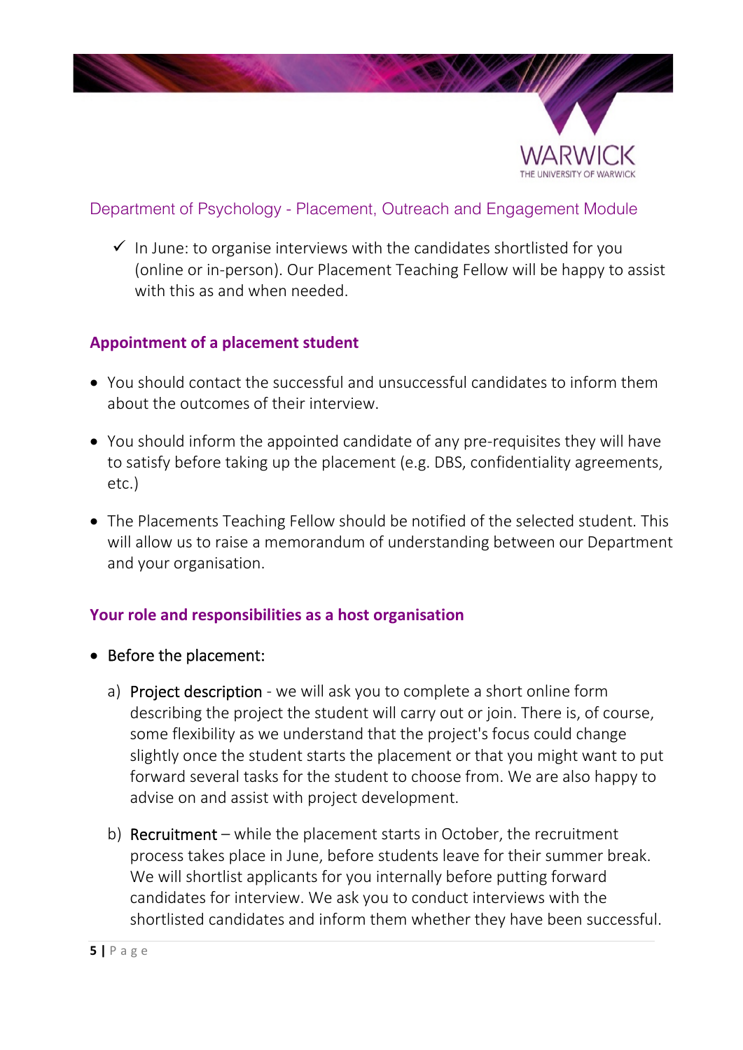- ✓ In June: to organise interviews with the candidates shortlisted for you (online or in-person). Our Placement Teaching Fellow will be happy to assist with this as and when needed.

### Appointment of a placement student

- You should contact the successful and unsuccessful candidates to inform them about the outcomes of their interview.
- You should inform the appointed candidate of any pre-requisites they will have to satisfy before taking up the placement (e.g. DBS, confidentiality agreements, etc.)
- The Placements Teaching Fellow should be notified of the selected student. This will allow us to raise a memorandum of understanding between our Department and your organisation.

### Your role and responsibilities as a host organisation

- Before the placement:

  a) Project description - we will ask you to complete a short online form describing the project the student will carry out or join. There is, of course, some flexibility as we understand that the project's focus could change slightly once the student starts the placement or that you might want to put forward several tasks for the student to choose from. We are also happy to advise on and assist with project development.

  b) Recruitment – while the placement starts in October, the recruitment process takes place in June, before students leave for their summer break. We will shortlist applicants for you internally before putting forward candidates for interview. We ask you to conduct interviews with the shortlisted candidates and inform them whether they have been successful.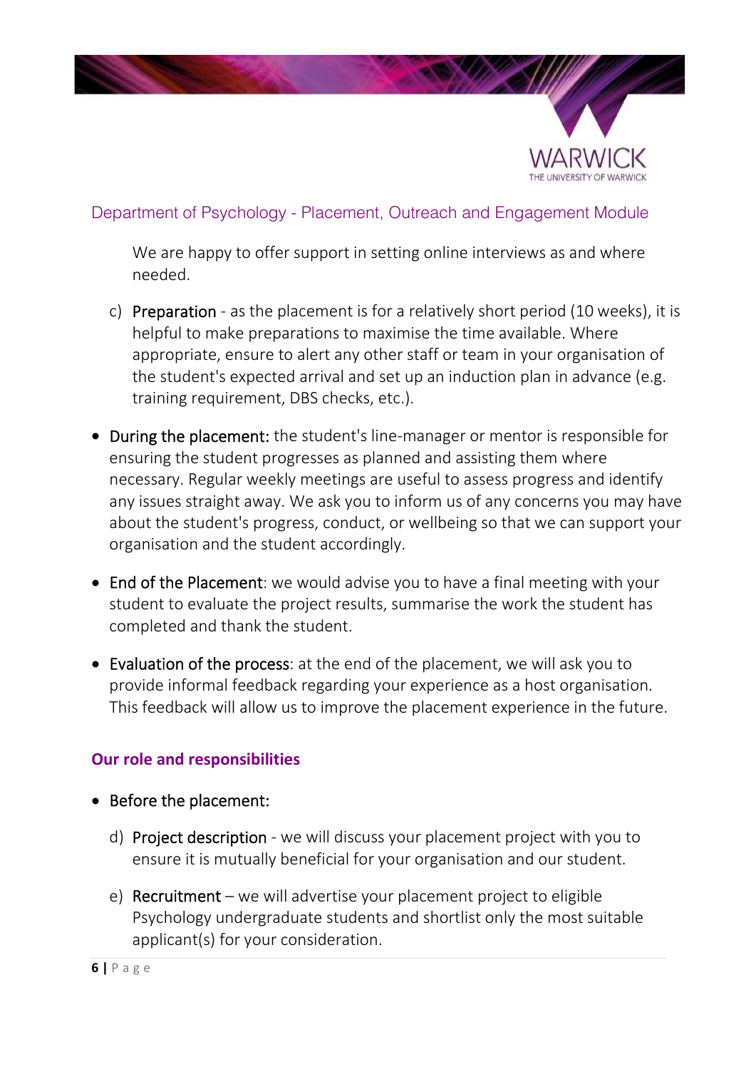We are happy to offer support in setting online interviews as and where needed.

c) Preparation - as the placement is for a relatively short period (10 weeks), it is helpful to make preparations to maximise the time available. Where appropriate, ensure to alert any other staff or team in your organisation of the student's expected arrival and set up an induction plan in advance (e.g. training requirement, DBS checks, etc.).

- During the placement: the student's line-manager or mentor is responsible for ensuring the student progresses as planned and assisting them where necessary. Regular weekly meetings are useful to assess progress and identify any issues straight away. We ask you to inform us of any concerns you may have about the student's progress, conduct, or wellbeing so that we can support your organisation and the student accordingly.

- End of the Placement: we would advise you to have a final meeting with your student to evaluate the project results, summarise the work the student has completed and thank the student.

- Evaluation of the process: at the end of the placement, we will ask you to provide informal feedback regarding your experience as a host organisation. This feedback will allow us to improve the placement experience in the future.

## Our role and responsibilities

- Before the placement:

d) Project description - we will discuss your placement project with you to ensure it is mutually beneficial for your organisation and our student.

e) Recruitment – we will advertise your placement project to eligible Psychology undergraduate students and shortlist only the most suitable applicant(s) for your consideration.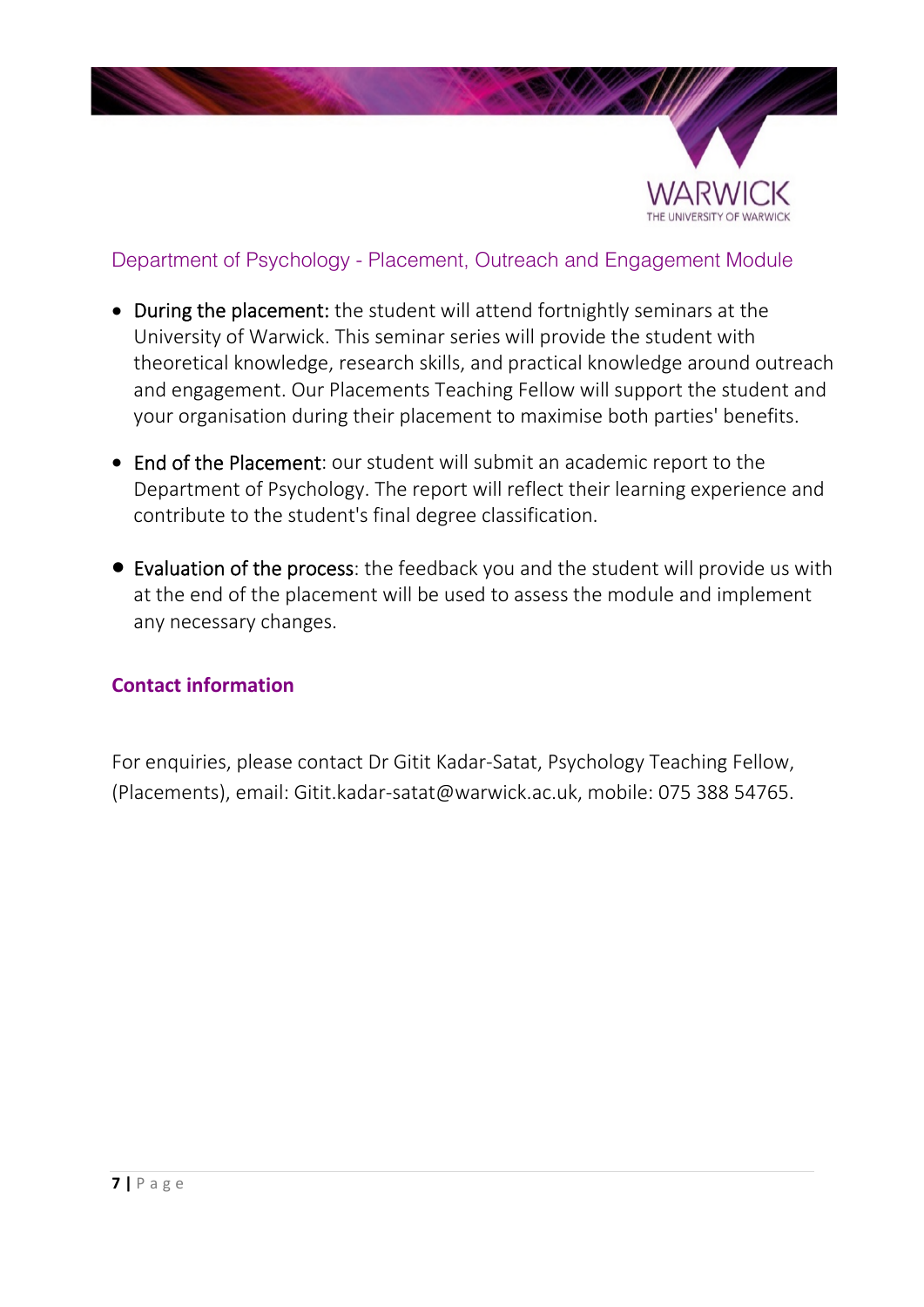Department of Psychology - Placement, Outreach and Engagement Module

- During the placement: the student will attend fortnightly seminars at the University of Warwick. This seminar series will provide the student with theoretical knowledge, research skills, and practical knowledge around outreach and engagement. Our Placements Teaching Fellow will support the student and your organisation during their placement to maximise both parties' benefits.

- End of the Placement: our student will submit an academic report to the Department of Psychology. The report will reflect their learning experience and contribute to the student's final degree classification.

- Evaluation of the process: the feedback you and the student will provide us with at the end of the placement will be used to assess the module and implement any necessary changes.

## Contact information

For enquiries, please contact Dr Gitit Kadar-Satat, Psychology Teaching Fellow, (Placements), email: Gitit.kadar-satat@warwick.ac.uk, mobile: 075 388 54765.